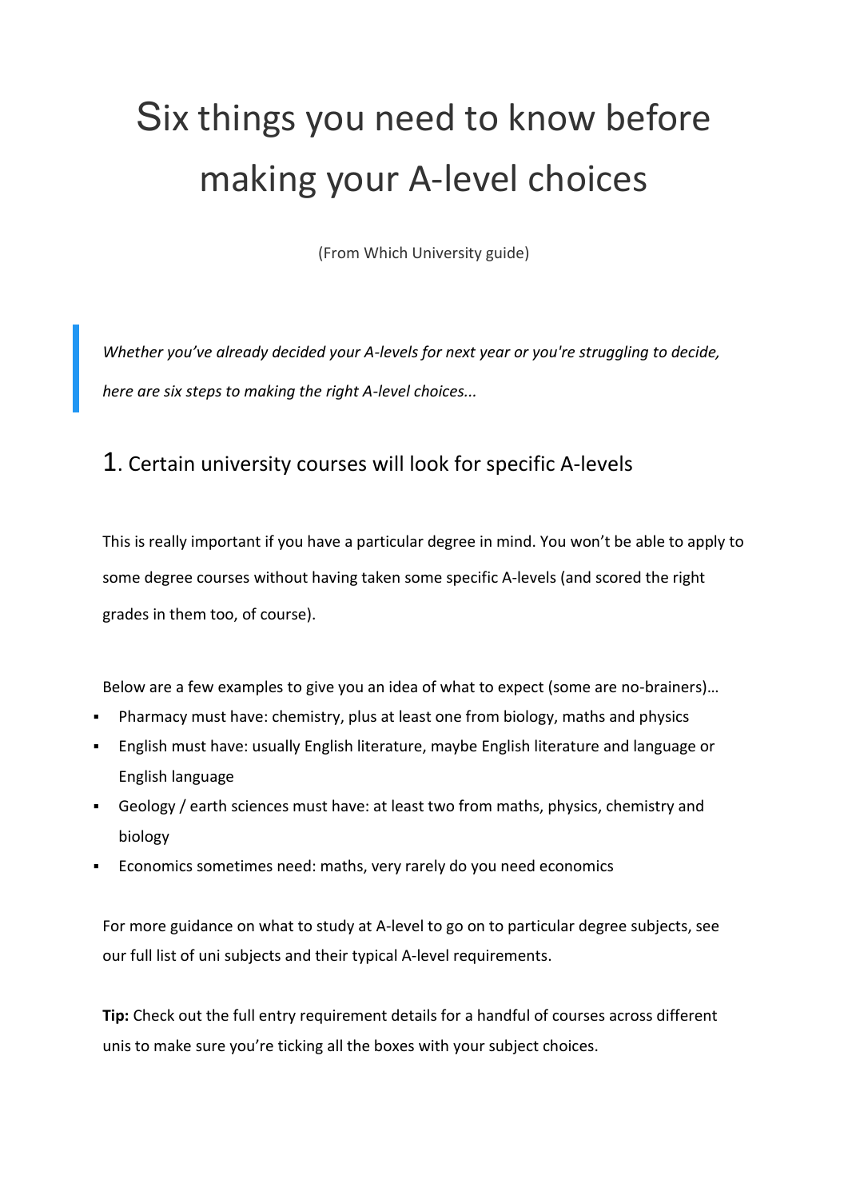# Six things you need to know before making your A-level choices

(From Which University guide)

> *Whether you've already decided your A-levels for next year or you're struggling to decide, here are six steps to making the right A-level choices...*

## 1. Certain university courses will look for specific A-levels

This is really important if you have a particular degree in mind. You won't be able to apply to some degree courses without having taken some specific A-levels (and scored the right grades in them too, of course).

Below are a few examples to give you an idea of what to expect (some are no-brainers)…

- Pharmacy must have: chemistry, plus at least one from biology, maths and physics
- English must have: usually English literature, maybe English literature and language or English language
- Geology / earth sciences must have: at least two from maths, physics, chemistry and biology
- Economics sometimes need: maths, very rarely do you need economics

For more guidance on what to study at A-level to go on to particular degree subjects, see our full list of uni subjects and their typical A-level requirements.

**Tip:** Check out the full entry requirement details for a handful of courses across different unis to make sure you're ticking all the boxes with your subject choices.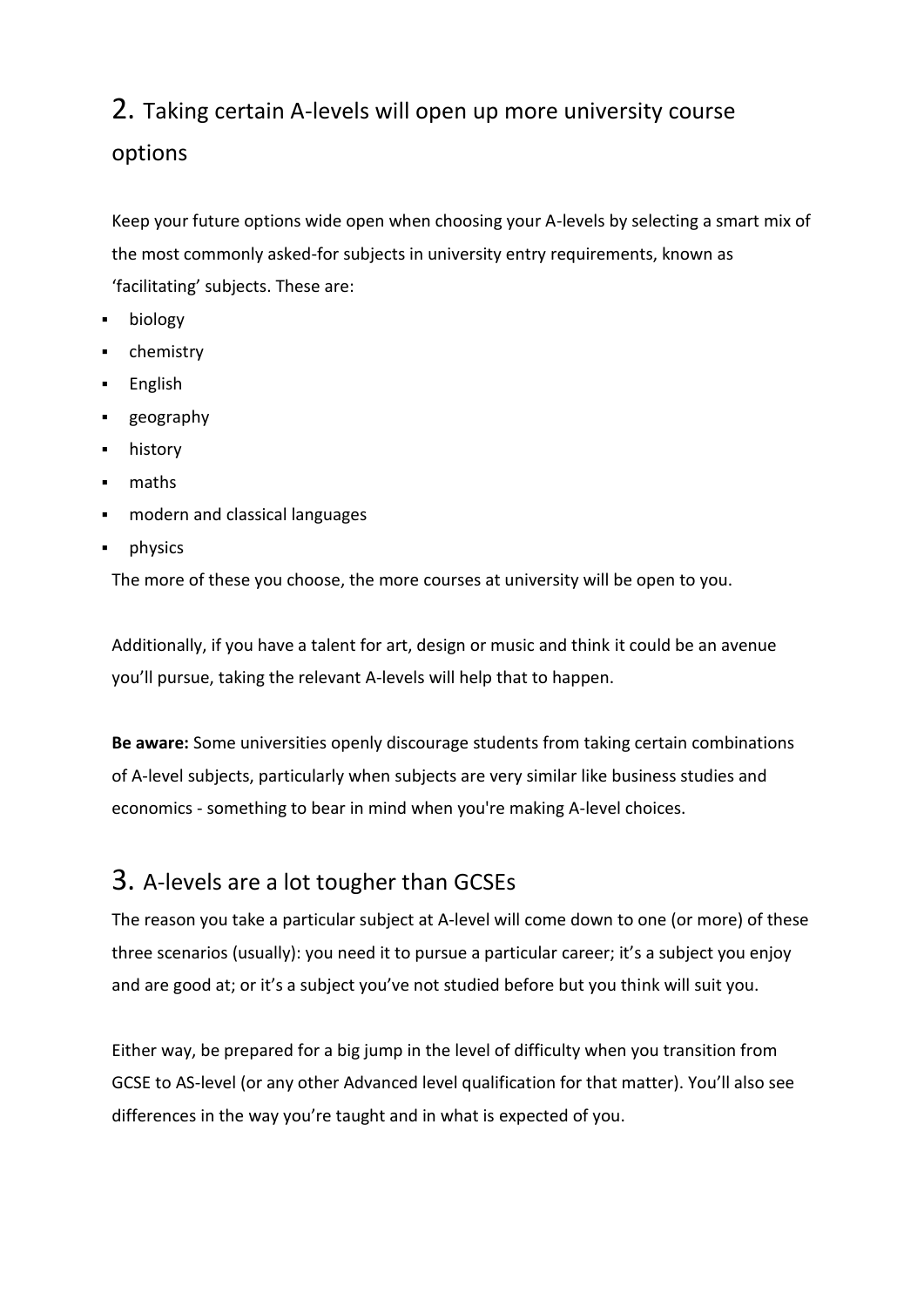## 2. Taking certain A-levels will open up more university course options

Keep your future options wide open when choosing your A-levels by selecting a smart mix of the most commonly asked-for subjects in university entry requirements, known as 'facilitating' subjects. These are:

- biology
- chemistry
- English
- geography
- history
- maths
- modern and classical languages
- physics

The more of these you choose, the more courses at university will be open to you.

Additionally, if you have a talent for art, design or music and think it could be an avenue you'll pursue, taking the relevant A-levels will help that to happen.

**Be aware:** Some universities openly discourage students from taking certain combinations of A-level subjects, particularly when subjects are very similar like business studies and economics - something to bear in mind when you're making A-level choices.

## 3. A-levels are a lot tougher than GCSEs

The reason you take a particular subject at A-level will come down to one (or more) of these three scenarios (usually): you need it to pursue a particular career; it's a subject you enjoy and are good at; or it's a subject you've not studied before but you think will suit you.

Either way, be prepared for a big jump in the level of difficulty when you transition from GCSE to AS-level (or any other Advanced level qualification for that matter). You'll also see differences in the way you're taught and in what is expected of you.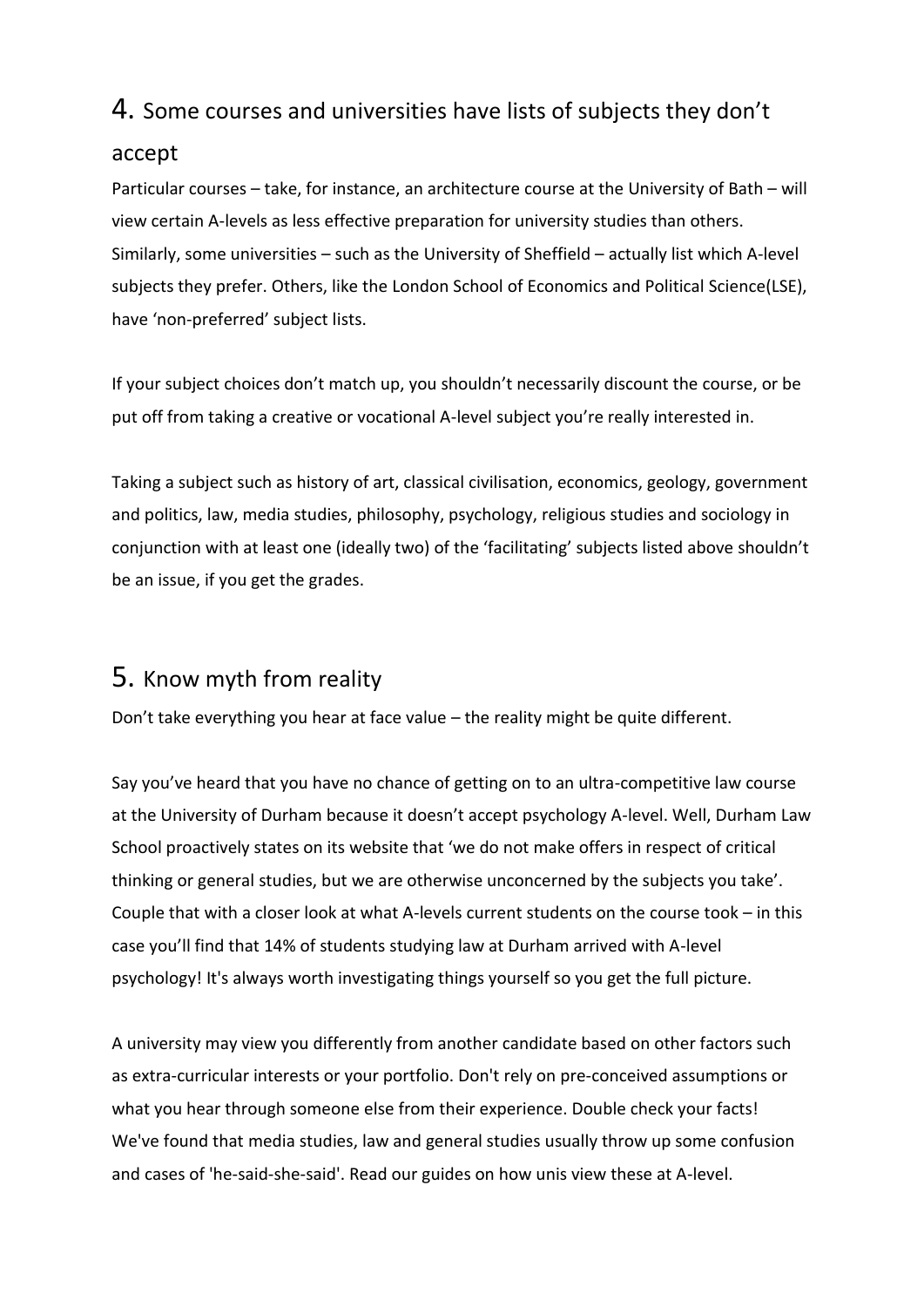## 4. Some courses and universities have lists of subjects they don't accept

Particular courses – take, for instance, an architecture course at the University of Bath – will view certain A-levels as less effective preparation for university studies than others. Similarly, some universities – such as the University of Sheffield – actually list which A-level subjects they prefer. Others, like the London School of Economics and Political Science(LSE), have 'non-preferred' subject lists.

If your subject choices don't match up, you shouldn't necessarily discount the course, or be put off from taking a creative or vocational A-level subject you're really interested in.

Taking a subject such as history of art, classical civilisation, economics, geology, government and politics, law, media studies, philosophy, psychology, religious studies and sociology in conjunction with at least one (ideally two) of the 'facilitating' subjects listed above shouldn't be an issue, if you get the grades.

## 5. Know myth from reality

Don't take everything you hear at face value – the reality might be quite different.

Say you've heard that you have no chance of getting on to an ultra-competitive law course at the University of Durham because it doesn't accept psychology A-level. Well, Durham Law School proactively states on its website that 'we do not make offers in respect of critical thinking or general studies, but we are otherwise unconcerned by the subjects you take'. Couple that with a closer look at what A-levels current students on the course took – in this case you'll find that 14% of students studying law at Durham arrived with A-level psychology! It's always worth investigating things yourself so you get the full picture.

A university may view you differently from another candidate based on other factors such as extra-curricular interests or your portfolio. Don't rely on pre-conceived assumptions or what you hear through someone else from their experience. Double check your facts! We've found that media studies, law and general studies usually throw up some confusion and cases of 'he-said-she-said'. Read our guides on how unis view these at A-level.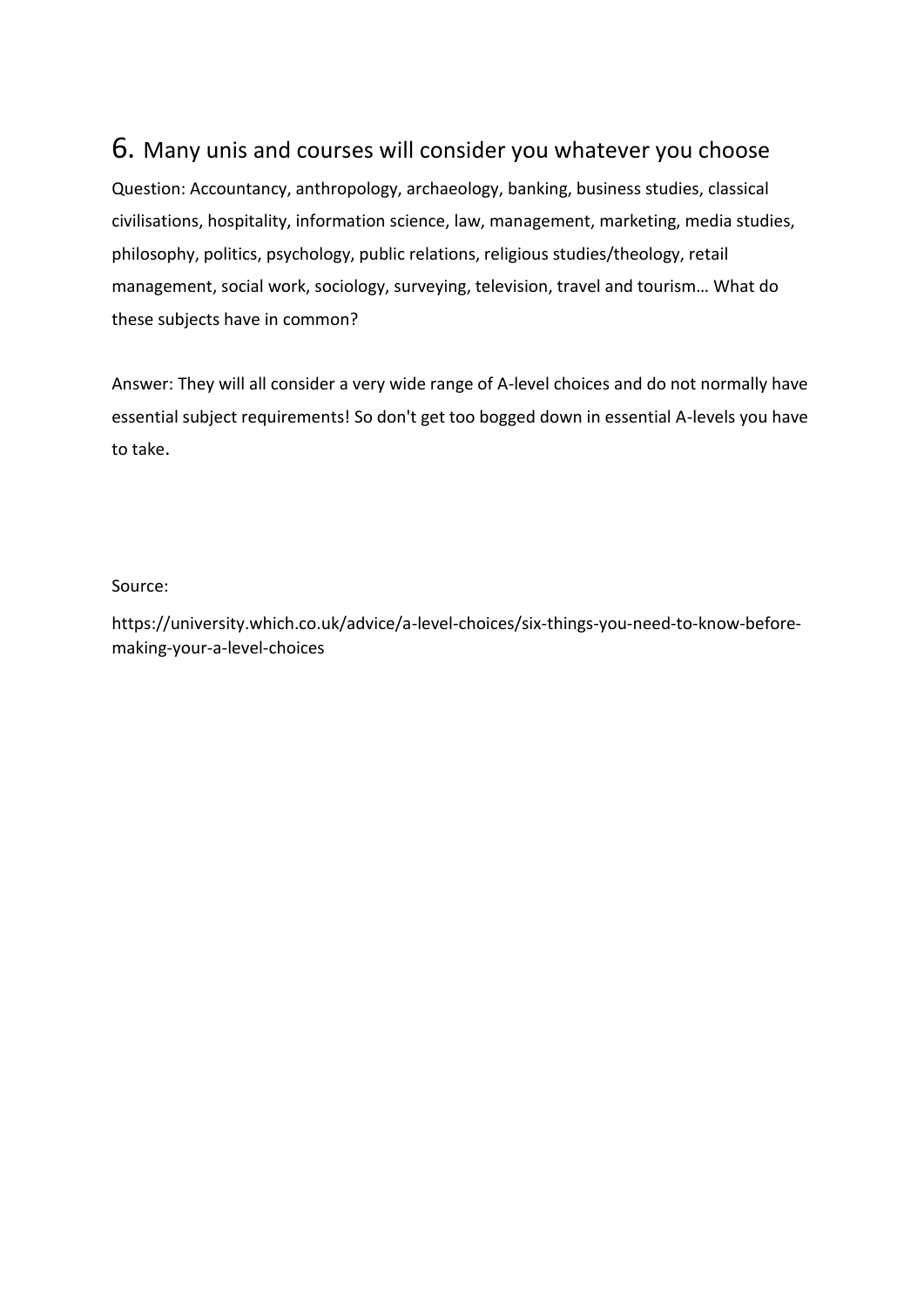## 6. Many unis and courses will consider you whatever you choose

Question: Accountancy, anthropology, archaeology, banking, business studies, classical civilisations, hospitality, information science, law, management, marketing, media studies, philosophy, politics, psychology, public relations, religious studies/theology, retail management, social work, sociology, surveying, television, travel and tourism… What do these subjects have in common?

Answer: They will all consider a very wide range of A-level choices and do not normally have essential subject requirements! So don't get too bogged down in essential A-levels you have to take.

Source:

https://university.which.co.uk/advice/a-level-choices/six-things-you-need-to-know-before-making-your-a-level-choices